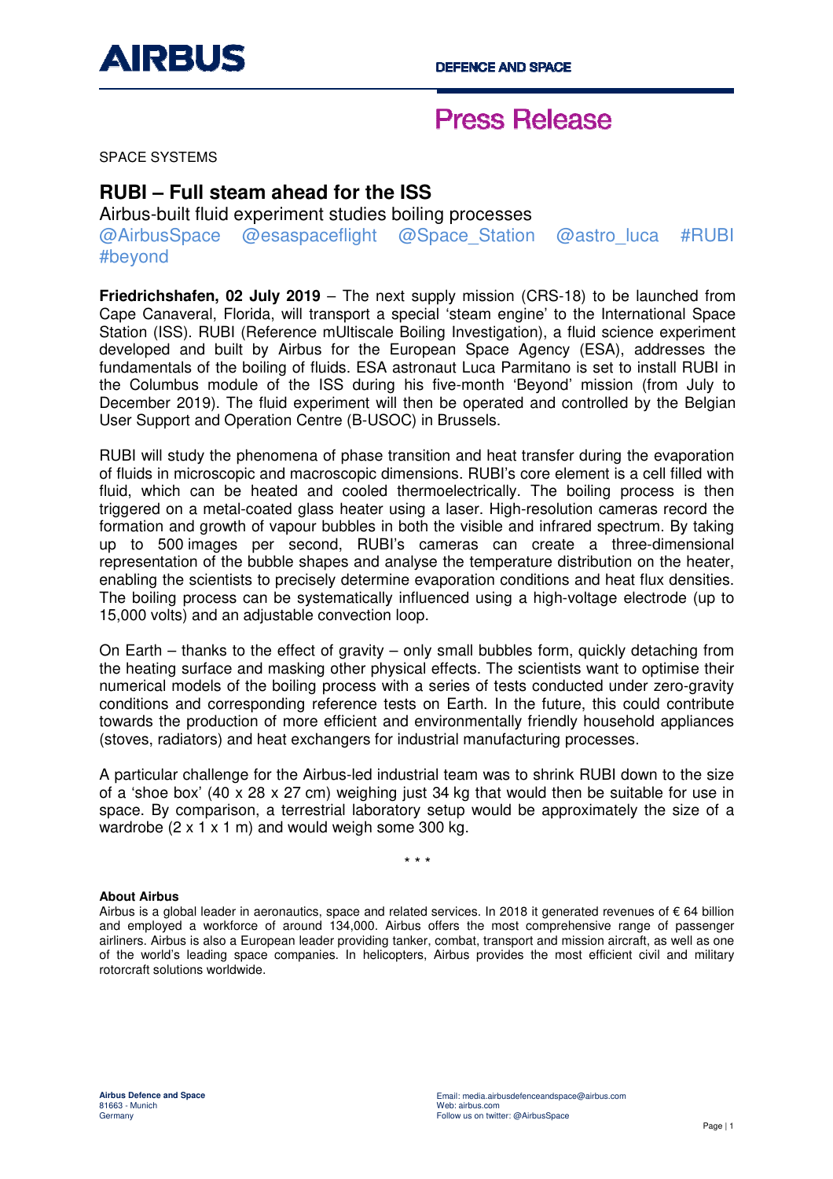AIRBUS

DEFENCE AND SPACE

# Press Release

SPACE SYSTEMS

## RUBI – Full steam ahead for the ISS

Airbus-built fluid experiment studies boiling processes
@AirbusSpace @esaspaceflight @Space_Station @astro_luca #RUBI #beyond

**Friedrichshafen, 02 July 2019** – The next supply mission (CRS-18) to be launched from Cape Canaveral, Florida, will transport a special 'steam engine' to the International Space Station (ISS). RUBI (Reference mUltiscale Boiling Investigation), a fluid science experiment developed and built by Airbus for the European Space Agency (ESA), addresses the fundamentals of the boiling of fluids. ESA astronaut Luca Parmitano is set to install RUBI in the Columbus module of the ISS during his five-month 'Beyond' mission (from July to December 2019). The fluid experiment will then be operated and controlled by the Belgian User Support and Operation Centre (B-USOC) in Brussels.

RUBI will study the phenomena of phase transition and heat transfer during the evaporation of fluids in microscopic and macroscopic dimensions. RUBI's core element is a cell filled with fluid, which can be heated and cooled thermoelectrically. The boiling process is then triggered on a metal-coated glass heater using a laser. High-resolution cameras record the formation and growth of vapour bubbles in both the visible and infrared spectrum. By taking up to 500 images per second, RUBI's cameras can create a three-dimensional representation of the bubble shapes and analyse the temperature distribution on the heater, enabling the scientists to precisely determine evaporation conditions and heat flux densities. The boiling process can be systematically influenced using a high-voltage electrode (up to 15,000 volts) and an adjustable convection loop.

On Earth – thanks to the effect of gravity – only small bubbles form, quickly detaching from the heating surface and masking other physical effects. The scientists want to optimise their numerical models of the boiling process with a series of tests conducted under zero-gravity conditions and corresponding reference tests on Earth. In the future, this could contribute towards the production of more efficient and environmentally friendly household appliances (stoves, radiators) and heat exchangers for industrial manufacturing processes.

A particular challenge for the Airbus-led industrial team was to shrink RUBI down to the size of a 'shoe box' (40 x 28 x 27 cm) weighing just 34 kg that would then be suitable for use in space. By comparison, a terrestrial laboratory setup would be approximately the size of a wardrobe (2 x 1 x 1 m) and would weigh some 300 kg.

\* \* \*

**About Airbus**
Airbus is a global leader in aeronautics, space and related services. In 2018 it generated revenues of € 64 billion and employed a workforce of around 134,000. Airbus offers the most comprehensive range of passenger airliners. Airbus is also a European leader providing tanker, combat, transport and mission aircraft, as well as one of the world's leading space companies. In helicopters, Airbus provides the most efficient civil and military rotorcraft solutions worldwide.

**Airbus Defence and Space**
81663 - Munich
Germany

Email: media.airbusdefenceandspace@airbus.com
Web: airbus.com
Follow us on twitter: @AirbusSpace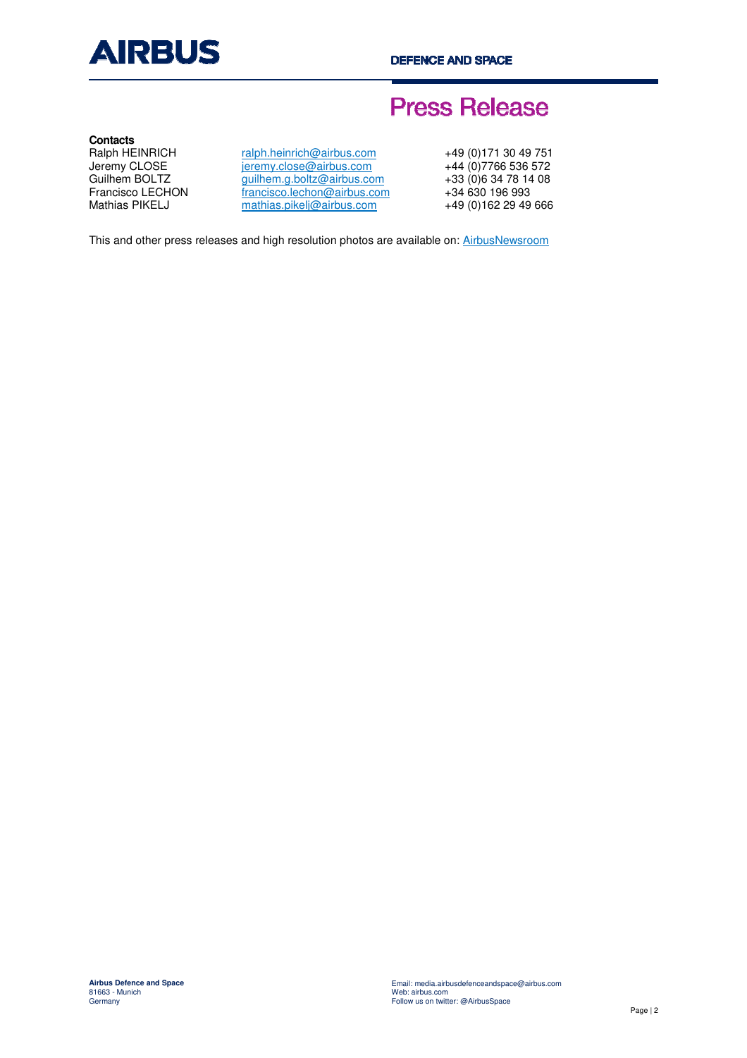**Contacts**

| | | |
|---|---|---|
| Ralph HEINRICH | ralph.heinrich@airbus.com | +49 (0)171 30 49 751 |
| Jeremy CLOSE | jeremy.close@airbus.com | +44 (0)7766 536 572 |
| Guilhem BOLTZ | guilhem.g.boltz@airbus.com | +33 (0)6 34 78 14 08 |
| Francisco LECHON | francisco.lechon@airbus.com | +34 630 196 993 |
| Mathias PIKELJ | mathias.pikelj@airbus.com | +49 (0)162 29 49 666 |

This and other press releases and high resolution photos are available on: AirbusNewsroom

**Airbus Defence and Space**
81663 - Munich
Germany

Email: media.airbusdefenceandspace@airbus.com
Web: airbus.com
Follow us on twitter: @AirbusSpace